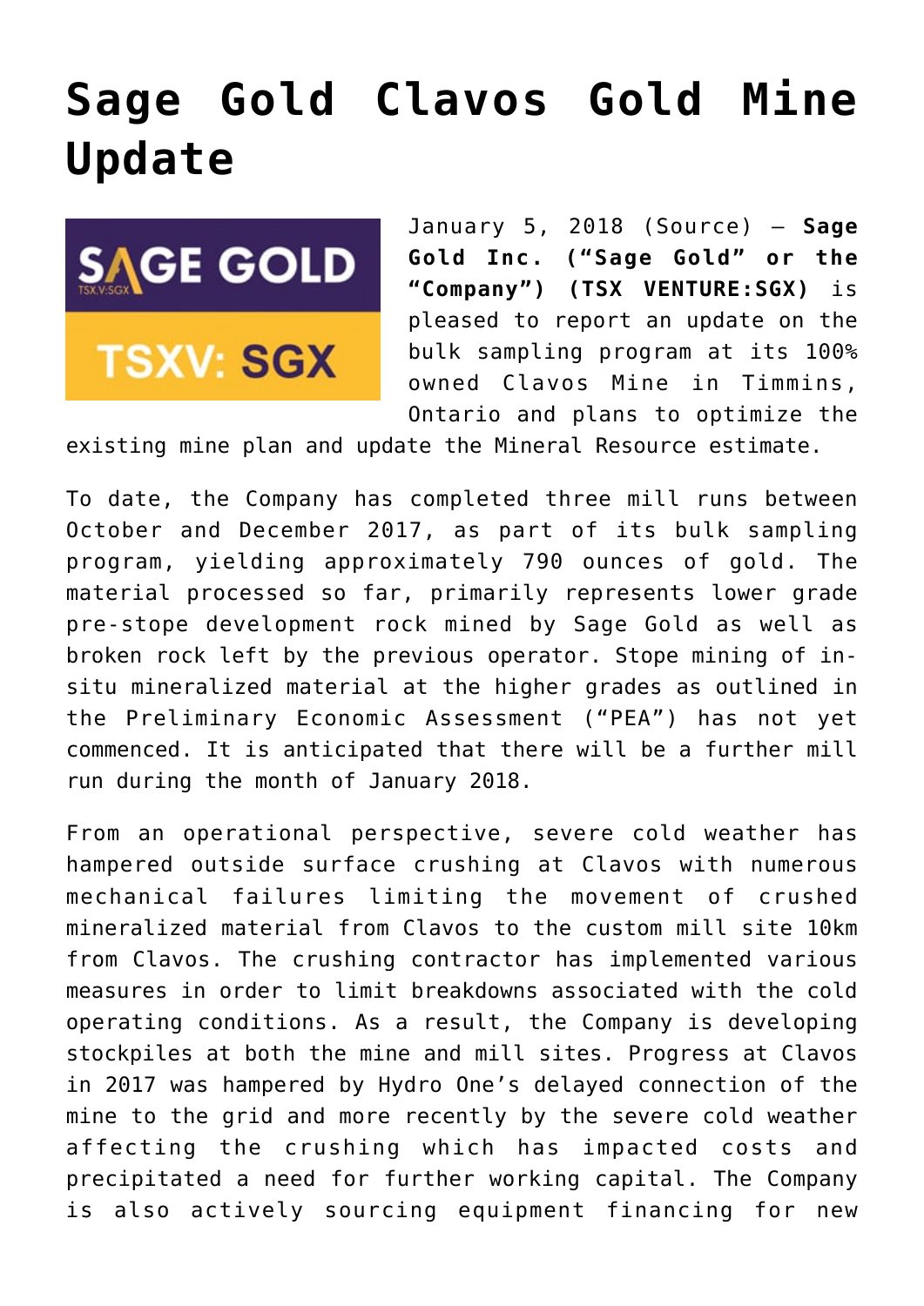# Sage Gold Clavos Gold Mine Update

January 5, 2018 (Source) — **Sage Gold Inc. ("Sage Gold" or the "Company") (TSX VENTURE:SGX)** is pleased to report an update on the bulk sampling program at its 100% owned Clavos Mine in Timmins, Ontario and plans to optimize the existing mine plan and update the Mineral Resource estimate.

To date, the Company has completed three mill runs between October and December 2017, as part of its bulk sampling program, yielding approximately 790 ounces of gold. The material processed so far, primarily represents lower grade pre-stope development rock mined by Sage Gold as well as broken rock left by the previous operator. Stope mining of in-situ mineralized material at the higher grades as outlined in the Preliminary Economic Assessment ("PEA") has not yet commenced. It is anticipated that there will be a further mill run during the month of January 2018.

From an operational perspective, severe cold weather has hampered outside surface crushing at Clavos with numerous mechanical failures limiting the movement of crushed mineralized material from Clavos to the custom mill site 10km from Clavos. The crushing contractor has implemented various measures in order to limit breakdowns associated with the cold operating conditions. As a result, the Company is developing stockpiles at both the mine and mill sites. Progress at Clavos in 2017 was hampered by Hydro One's delayed connection of the mine to the grid and more recently by the severe cold weather affecting the crushing which has impacted costs and precipitated a need for further working capital. The Company is also actively sourcing equipment financing for new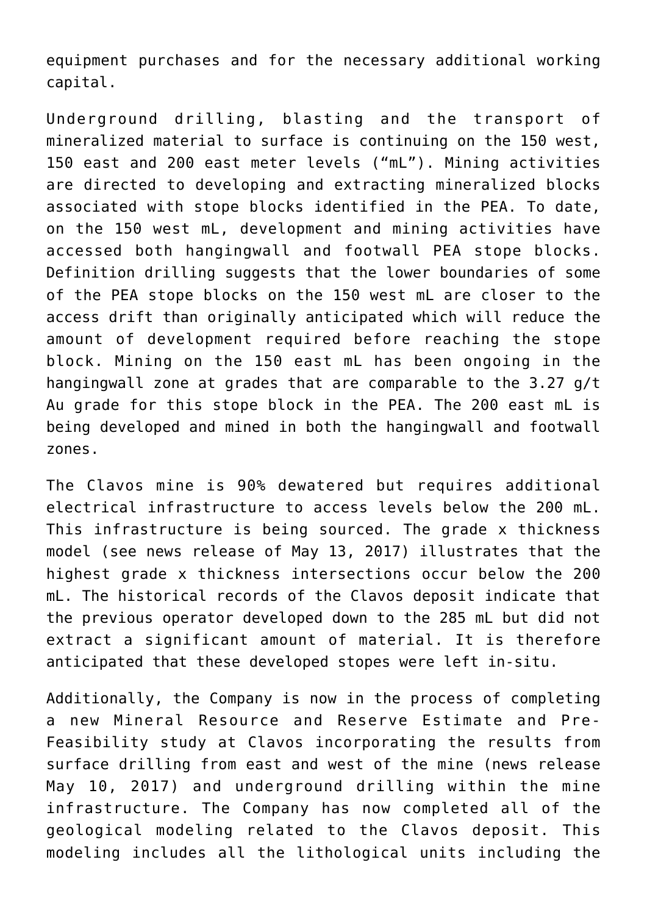equipment purchases and for the necessary additional working capital.

Underground drilling, blasting and the transport of mineralized material to surface is continuing on the 150 west, 150 east and 200 east meter levels ("mL"). Mining activities are directed to developing and extracting mineralized blocks associated with stope blocks identified in the PEA. To date, on the 150 west mL, development and mining activities have accessed both hangingwall and footwall PEA stope blocks. Definition drilling suggests that the lower boundaries of some of the PEA stope blocks on the 150 west mL are closer to the access drift than originally anticipated which will reduce the amount of development required before reaching the stope block. Mining on the 150 east mL has been ongoing in the hangingwall zone at grades that are comparable to the 3.27 g/t Au grade for this stope block in the PEA. The 200 east mL is being developed and mined in both the hangingwall and footwall zones.

The Clavos mine is 90% dewatered but requires additional electrical infrastructure to access levels below the 200 mL. This infrastructure is being sourced. The grade x thickness model (see news release of May 13, 2017) illustrates that the highest grade x thickness intersections occur below the 200 mL. The historical records of the Clavos deposit indicate that the previous operator developed down to the 285 mL but did not extract a significant amount of material. It is therefore anticipated that these developed stopes were left in-situ.

Additionally, the Company is now in the process of completing a new Mineral Resource and Reserve Estimate and Pre-Feasibility study at Clavos incorporating the results from surface drilling from east and west of the mine (news release May 10, 2017) and underground drilling within the mine infrastructure. The Company has now completed all of the geological modeling related to the Clavos deposit. This modeling includes all the lithological units including the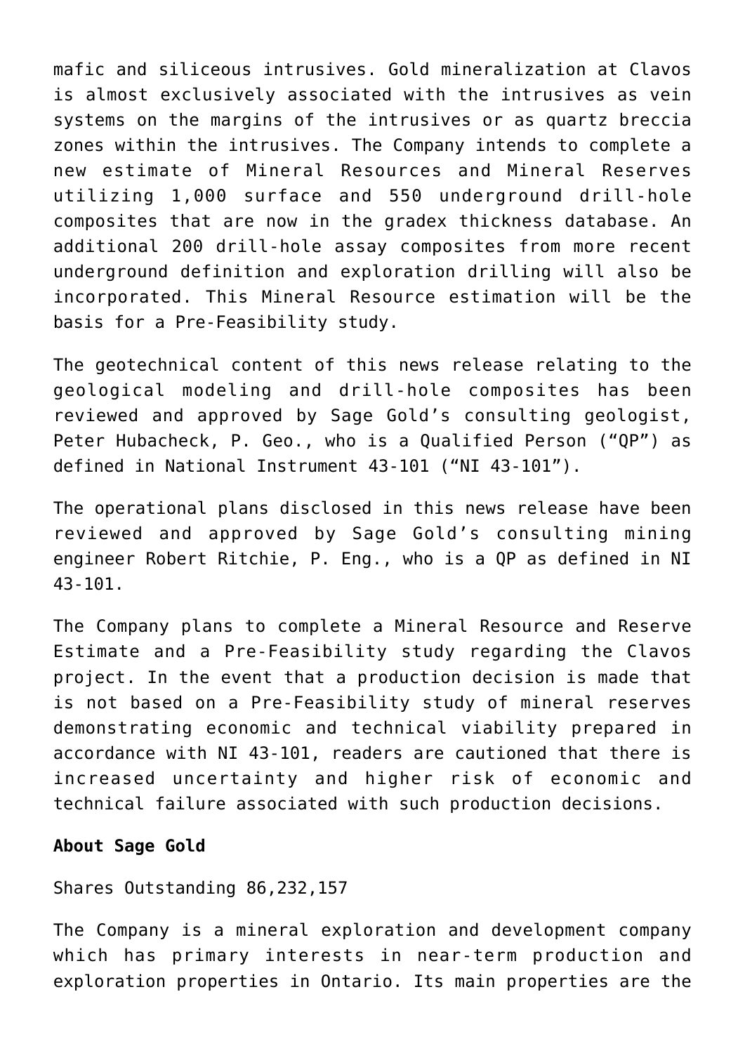mafic and siliceous intrusives. Gold mineralization at Clavos is almost exclusively associated with the intrusives as vein systems on the margins of the intrusives or as quartz breccia zones within the intrusives. The Company intends to complete a new estimate of Mineral Resources and Mineral Reserves utilizing 1,000 surface and 550 underground drill-hole composites that are now in the gradex thickness database. An additional 200 drill-hole assay composites from more recent underground definition and exploration drilling will also be incorporated. This Mineral Resource estimation will be the basis for a Pre-Feasibility study.

The geotechnical content of this news release relating to the geological modeling and drill-hole composites has been reviewed and approved by Sage Gold's consulting geologist, Peter Hubacheck, P. Geo., who is a Qualified Person ("QP") as defined in National Instrument 43-101 ("NI 43-101").

The operational plans disclosed in this news release have been reviewed and approved by Sage Gold's consulting mining engineer Robert Ritchie, P. Eng., who is a QP as defined in NI 43-101.

The Company plans to complete a Mineral Resource and Reserve Estimate and a Pre-Feasibility study regarding the Clavos project. In the event that a production decision is made that is not based on a Pre-Feasibility study of mineral reserves demonstrating economic and technical viability prepared in accordance with NI 43-101, readers are cautioned that there is increased uncertainty and higher risk of economic and technical failure associated with such production decisions.

**About Sage Gold**

Shares Outstanding 86,232,157

The Company is a mineral exploration and development company which has primary interests in near-term production and exploration properties in Ontario. Its main properties are the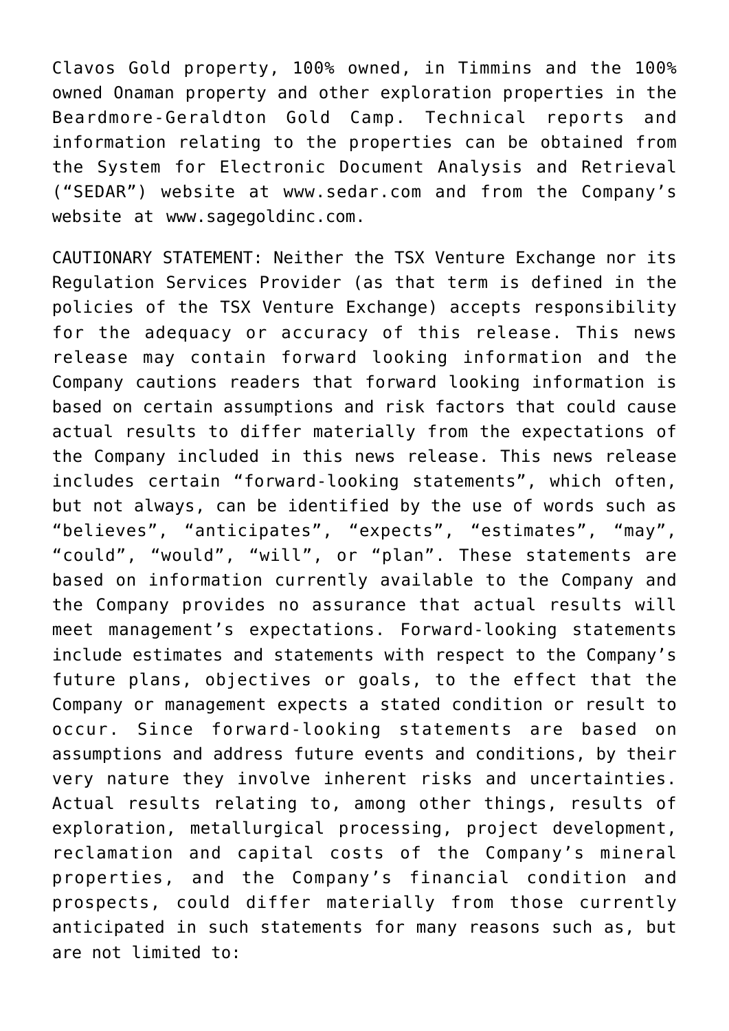Clavos Gold property, 100% owned, in Timmins and the 100% owned Onaman property and other exploration properties in the Beardmore-Geraldton Gold Camp. Technical reports and information relating to the properties can be obtained from the System for Electronic Document Analysis and Retrieval ("SEDAR") website at www.sedar.com and from the Company's website at www.sagegoldinc.com.

CAUTIONARY STATEMENT: Neither the TSX Venture Exchange nor its Regulation Services Provider (as that term is defined in the policies of the TSX Venture Exchange) accepts responsibility for the adequacy or accuracy of this release. This news release may contain forward looking information and the Company cautions readers that forward looking information is based on certain assumptions and risk factors that could cause actual results to differ materially from the expectations of the Company included in this news release. This news release includes certain "forward-looking statements", which often, but not always, can be identified by the use of words such as "believes", "anticipates", "expects", "estimates", "may", "could", "would", "will", or "plan". These statements are based on information currently available to the Company and the Company provides no assurance that actual results will meet management's expectations. Forward-looking statements include estimates and statements with respect to the Company's future plans, objectives or goals, to the effect that the Company or management expects a stated condition or result to occur. Since forward-looking statements are based on assumptions and address future events and conditions, by their very nature they involve inherent risks and uncertainties. Actual results relating to, among other things, results of exploration, metallurgical processing, project development, reclamation and capital costs of the Company's mineral properties, and the Company's financial condition and prospects, could differ materially from those currently anticipated in such statements for many reasons such as, but are not limited to: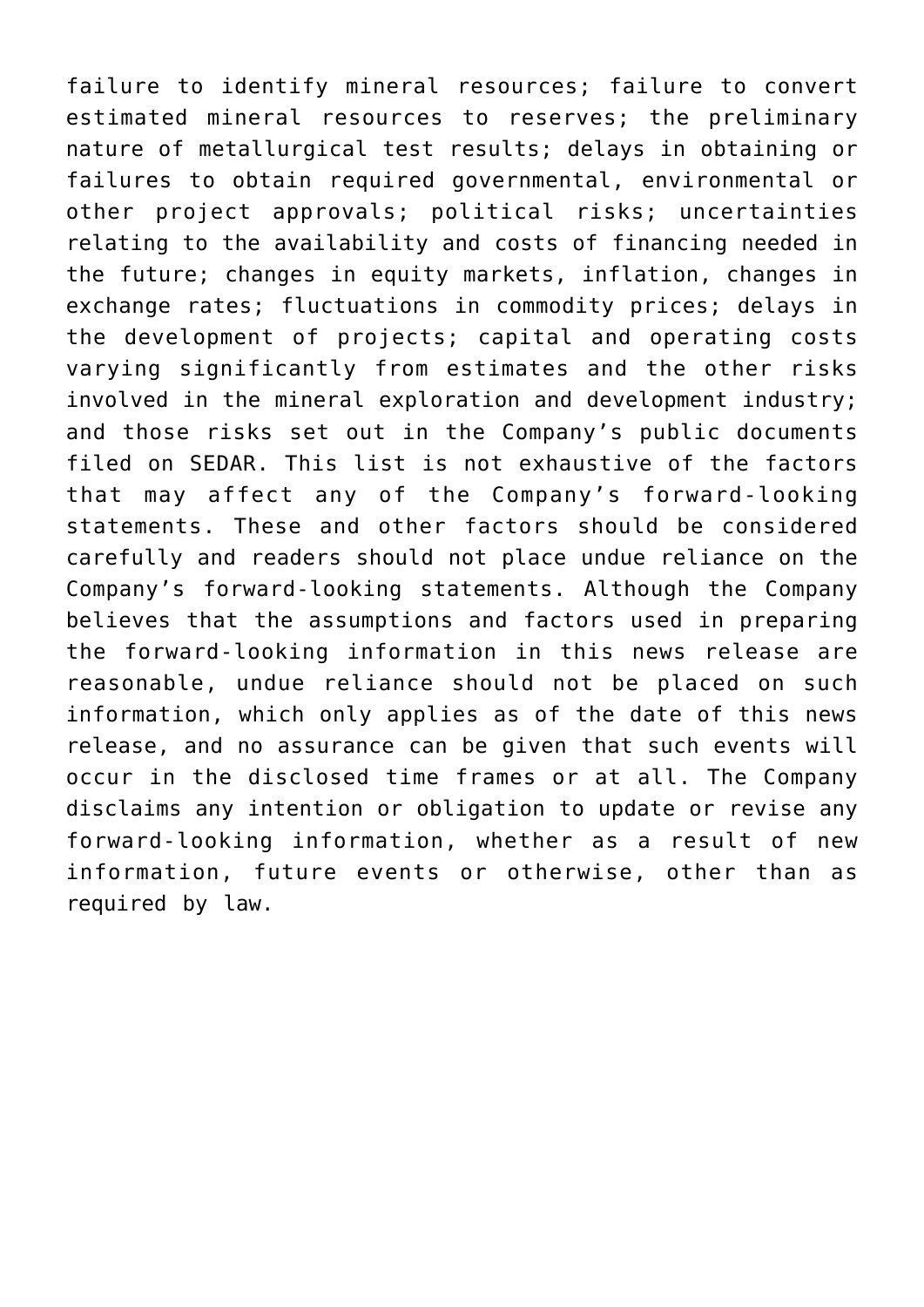failure to identify mineral resources; failure to convert estimated mineral resources to reserves; the preliminary nature of metallurgical test results; delays in obtaining or failures to obtain required governmental, environmental or other project approvals; political risks; uncertainties relating to the availability and costs of financing needed in the future; changes in equity markets, inflation, changes in exchange rates; fluctuations in commodity prices; delays in the development of projects; capital and operating costs varying significantly from estimates and the other risks involved in the mineral exploration and development industry; and those risks set out in the Company's public documents filed on SEDAR. This list is not exhaustive of the factors that may affect any of the Company's forward-looking statements. These and other factors should be considered carefully and readers should not place undue reliance on the Company's forward-looking statements. Although the Company believes that the assumptions and factors used in preparing the forward-looking information in this news release are reasonable, undue reliance should not be placed on such information, which only applies as of the date of this news release, and no assurance can be given that such events will occur in the disclosed time frames or at all. The Company disclaims any intention or obligation to update or revise any forward-looking information, whether as a result of new information, future events or otherwise, other than as required by law.